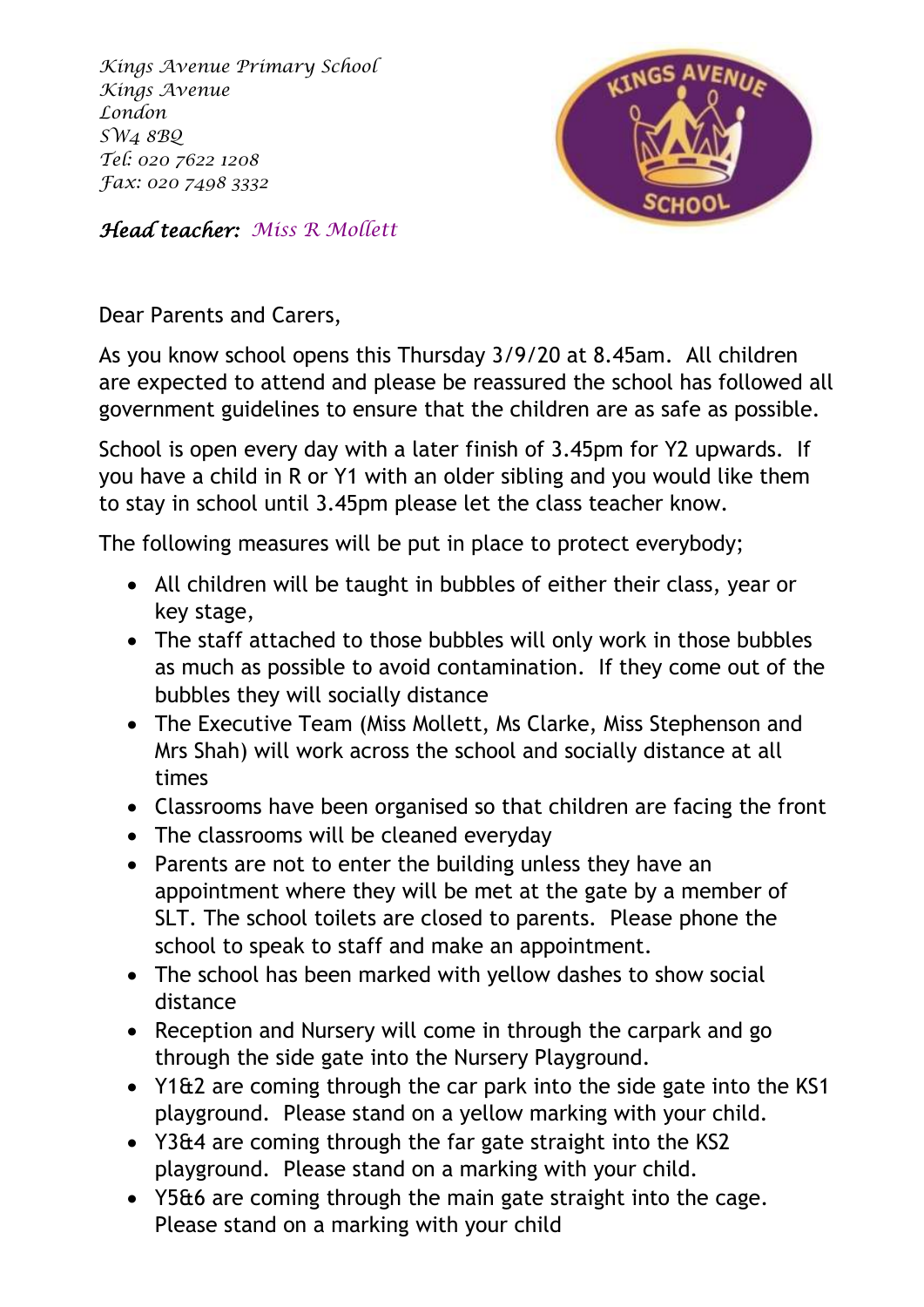*Kings Avenue Primary School*
*Kings Avenue*
*London*
*SW4 8BQ*
*Tel: 020 7622 1208*
*Fax: 020 7498 3332*

***Head teacher:*** *Miss R Mollett*

Dear Parents and Carers,

As you know school opens this Thursday 3/9/20 at 8.45am. All children are expected to attend and please be reassured the school has followed all government guidelines to ensure that the children are as safe as possible.

School is open every day with a later finish of 3.45pm for Y2 upwards. If you have a child in R or Y1 with an older sibling and you would like them to stay in school until 3.45pm please let the class teacher know.

The following measures will be put in place to protect everybody;

- All children will be taught in bubbles of either their class, year or key stage,
- The staff attached to those bubbles will only work in those bubbles as much as possible to avoid contamination. If they come out of the bubbles they will socially distance
- The Executive Team (Miss Mollett, Ms Clarke, Miss Stephenson and Mrs Shah) will work across the school and socially distance at all times
- Classrooms have been organised so that children are facing the front
- The classrooms will be cleaned everyday
- Parents are not to enter the building unless they have an appointment where they will be met at the gate by a member of SLT. The school toilets are closed to parents. Please phone the school to speak to staff and make an appointment.
- The school has been marked with yellow dashes to show social distance
- Reception and Nursery will come in through the carpark and go through the side gate into the Nursery Playground.
- Y1&2 are coming through the car park into the side gate into the KS1 playground. Please stand on a yellow marking with your child.
- Y3&4 are coming through the far gate straight into the KS2 playground. Please stand on a marking with your child.
- Y5&6 are coming through the main gate straight into the cage. Please stand on a marking with your child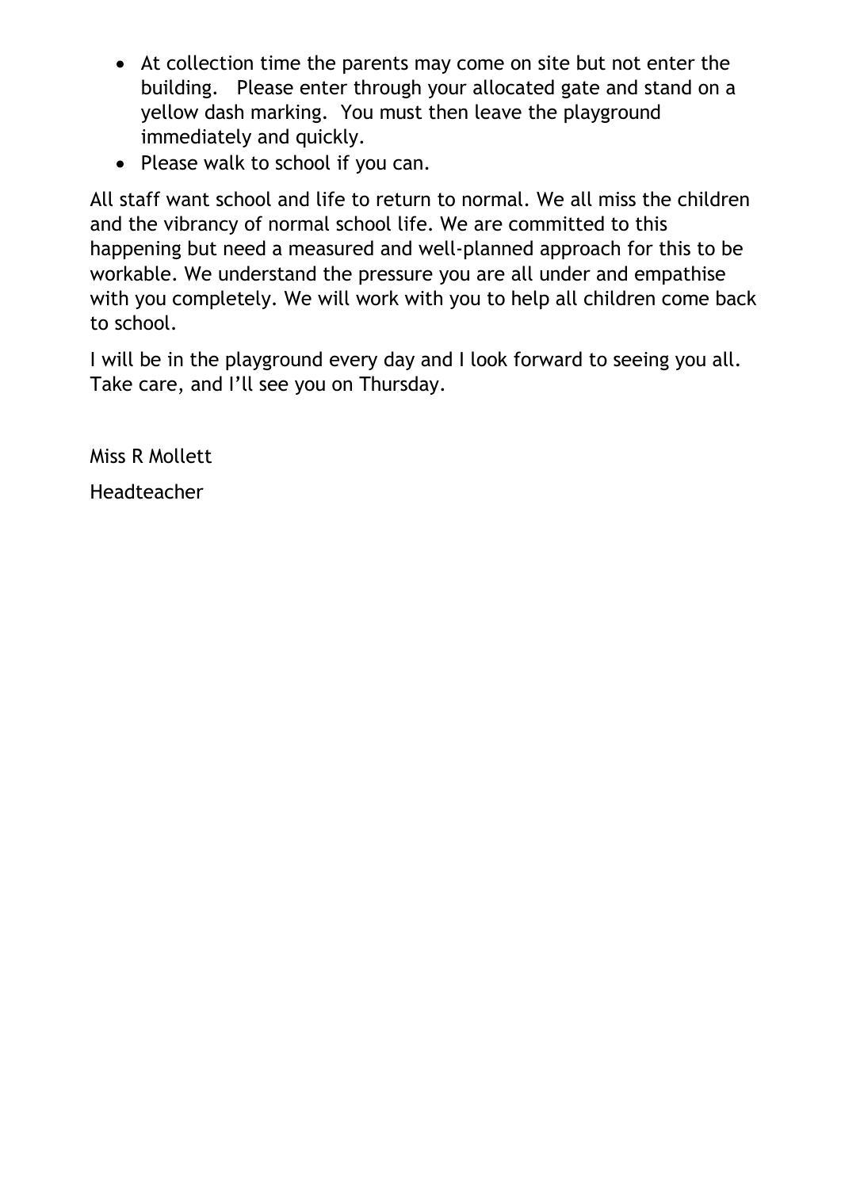- At collection time the parents may come on site but not enter the building. Please enter through your allocated gate and stand on a yellow dash marking. You must then leave the playground immediately and quickly.
- Please walk to school if you can.

All staff want school and life to return to normal. We all miss the children and the vibrancy of normal school life. We are committed to this happening but need a measured and well-planned approach for this to be workable. We understand the pressure you are all under and empathise with you completely. We will work with you to help all children come back to school.

I will be in the playground every day and I look forward to seeing you all. Take care, and I'll see you on Thursday.

Miss R Mollett

Headteacher